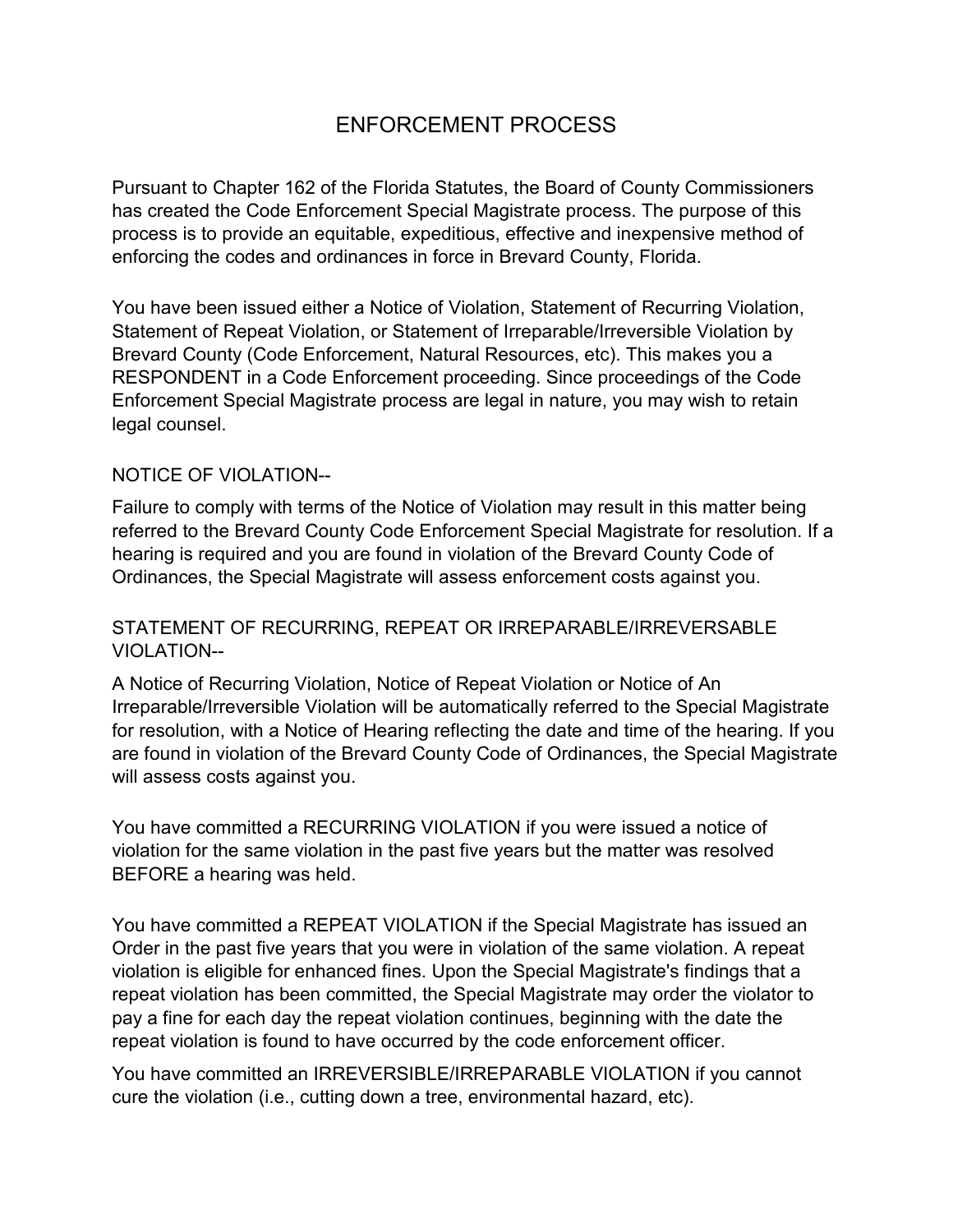# ENFORCEMENT PROCESS

Pursuant to Chapter 162 of the Florida Statutes, the Board of County Commissioners has created the Code Enforcement Special Magistrate process. The purpose of this process is to provide an equitable, expeditious, effective and inexpensive method of enforcing the codes and ordinances in force in Brevard County, Florida.

You have been issued either a Notice of Violation, Statement of Recurring Violation, Statement of Repeat Violation, or Statement of Irreparable/Irreversible Violation by Brevard County (Code Enforcement, Natural Resources, etc). This makes you a RESPONDENT in a Code Enforcement proceeding. Since proceedings of the Code Enforcement Special Magistrate process are legal in nature, you may wish to retain legal counsel.

## NOTICE OF VIOLATION--

Failure to comply with terms of the Notice of Violation may result in this matter being referred to the Brevard County Code Enforcement Special Magistrate for resolution. If a hearing is required and you are found in violation of the Brevard County Code of Ordinances, the Special Magistrate will assess enforcement costs against you.

## STATEMENT OF RECURRING, REPEAT OR IRREPARABLE/IRREVERSABLE VIOLATION--

A Notice of Recurring Violation, Notice of Repeat Violation or Notice of An Irreparable/Irreversible Violation will be automatically referred to the Special Magistrate for resolution, with a Notice of Hearing reflecting the date and time of the hearing. If you are found in violation of the Brevard County Code of Ordinances, the Special Magistrate will assess costs against you.

You have committed a RECURRING VIOLATION if you were issued a notice of violation for the same violation in the past five years but the matter was resolved BEFORE a hearing was held.

You have committed a REPEAT VIOLATION if the Special Magistrate has issued an Order in the past five years that you were in violation of the same violation. A repeat violation is eligible for enhanced fines. Upon the Special Magistrate's findings that a repeat violation has been committed, the Special Magistrate may order the violator to pay a fine for each day the repeat violation continues, beginning with the date the repeat violation is found to have occurred by the code enforcement officer.

You have committed an IRREVERSIBLE/IRREPARABLE VIOLATION if you cannot cure the violation (i.e., cutting down a tree, environmental hazard, etc).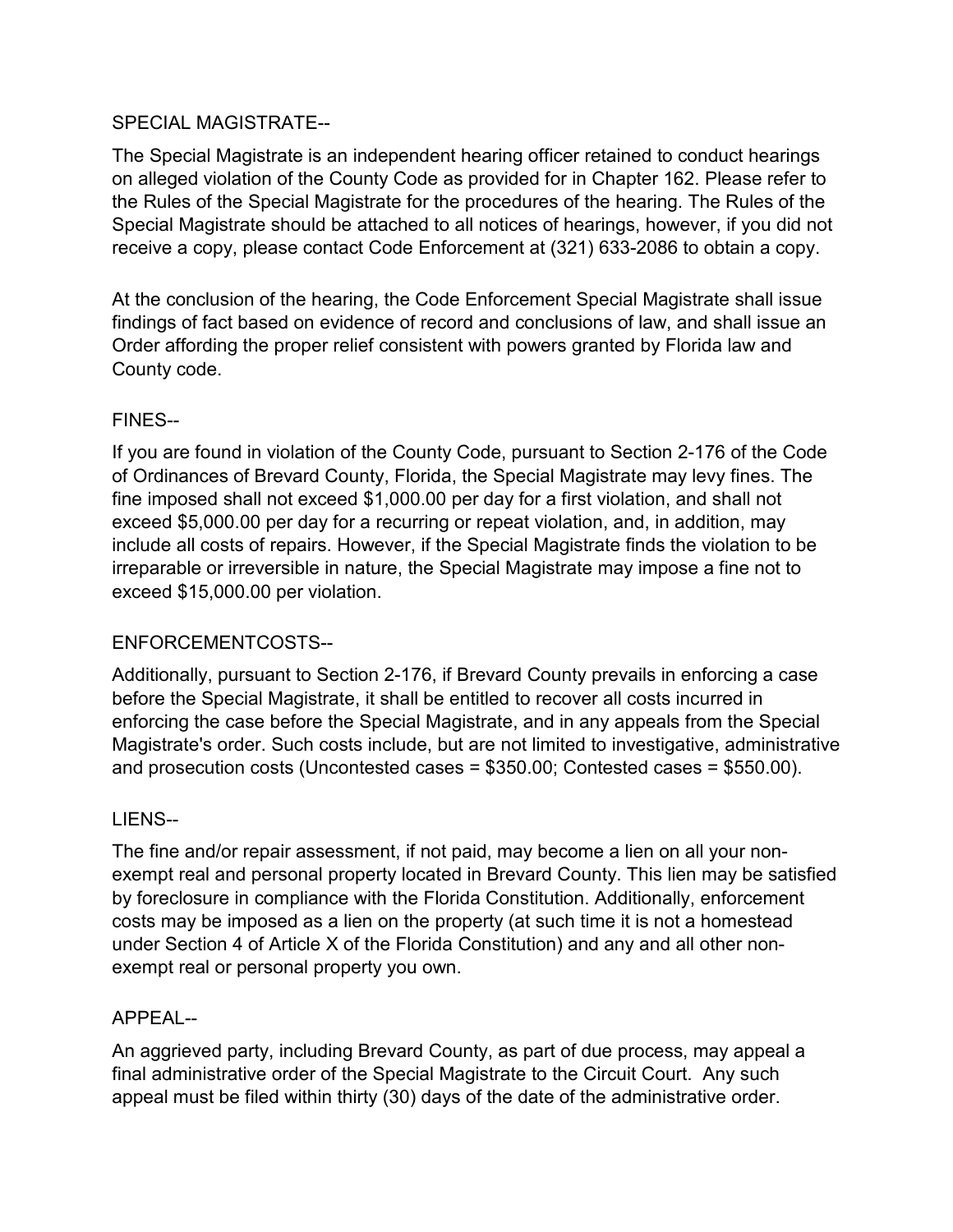SPECIAL MAGISTRATE--

The Special Magistrate is an independent hearing officer retained to conduct hearings on alleged violation of the County Code as provided for in Chapter 162. Please refer to the Rules of the Special Magistrate for the procedures of the hearing. The Rules of the Special Magistrate should be attached to all notices of hearings, however, if you did not receive a copy, please contact Code Enforcement at (321) 633-2086 to obtain a copy.

At the conclusion of the hearing, the Code Enforcement Special Magistrate shall issue findings of fact based on evidence of record and conclusions of law, and shall issue an Order affording the proper relief consistent with powers granted by Florida law and County code.

FINES--

If you are found in violation of the County Code, pursuant to Section 2-176 of the Code of Ordinances of Brevard County, Florida, the Special Magistrate may levy fines. The fine imposed shall not exceed $1,000.00 per day for a first violation, and shall not exceed $5,000.00 per day for a recurring or repeat violation, and, in addition, may include all costs of repairs. However, if the Special Magistrate finds the violation to be irreparable or irreversible in nature, the Special Magistrate may impose a fine not to exceed $15,000.00 per violation.

ENFORCEMENTCOSTS--

Additionally, pursuant to Section 2-176, if Brevard County prevails in enforcing a case before the Special Magistrate, it shall be entitled to recover all costs incurred in enforcing the case before the Special Magistrate, and in any appeals from the Special Magistrate's order. Such costs include, but are not limited to investigative, administrative and prosecution costs (Uncontested cases = $350.00; Contested cases = $550.00).

LIENS--

The fine and/or repair assessment, if not paid, may become a lien on all your non-exempt real and personal property located in Brevard County. This lien may be satisfied by foreclosure in compliance with the Florida Constitution. Additionally, enforcement costs may be imposed as a lien on the property (at such time it is not a homestead under Section 4 of Article X of the Florida Constitution) and any and all other non-exempt real or personal property you own.

APPEAL--

An aggrieved party, including Brevard County, as part of due process, may appeal a final administrative order of the Special Magistrate to the Circuit Court. Any such appeal must be filed within thirty (30) days of the date of the administrative order.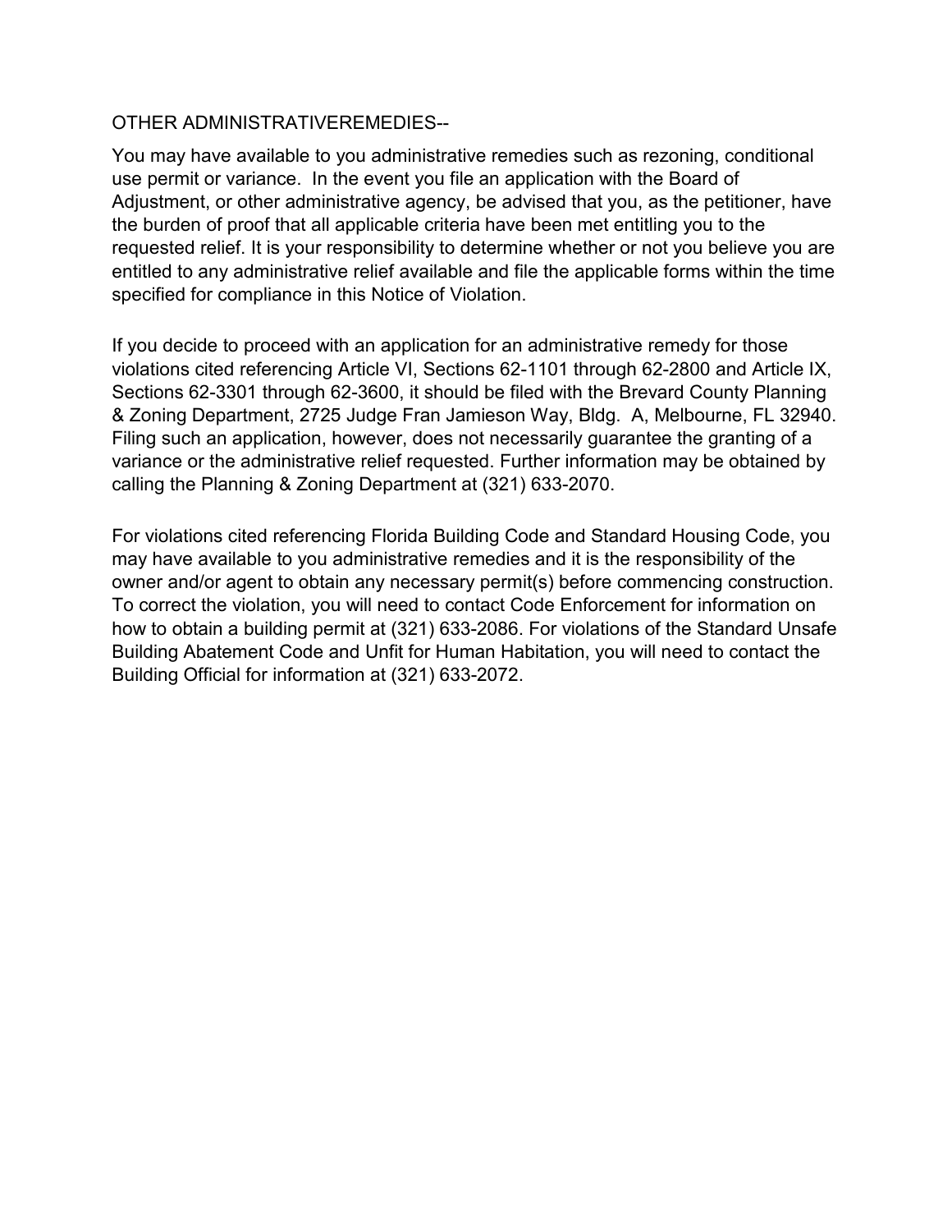OTHER ADMINISTRATIVEREMEDIES--

You may have available to you administrative remedies such as rezoning, conditional use permit or variance. In the event you file an application with the Board of Adjustment, or other administrative agency, be advised that you, as the petitioner, have the burden of proof that all applicable criteria have been met entitling you to the requested relief. It is your responsibility to determine whether or not you believe you are entitled to any administrative relief available and file the applicable forms within the time specified for compliance in this Notice of Violation.

If you decide to proceed with an application for an administrative remedy for those violations cited referencing Article VI, Sections 62-1101 through 62-2800 and Article IX, Sections 62-3301 through 62-3600, it should be filed with the Brevard County Planning & Zoning Department, 2725 Judge Fran Jamieson Way, Bldg. A, Melbourne, FL 32940. Filing such an application, however, does not necessarily guarantee the granting of a variance or the administrative relief requested. Further information may be obtained by calling the Planning & Zoning Department at (321) 633-2070.

For violations cited referencing Florida Building Code and Standard Housing Code, you may have available to you administrative remedies and it is the responsibility of the owner and/or agent to obtain any necessary permit(s) before commencing construction. To correct the violation, you will need to contact Code Enforcement for information on how to obtain a building permit at (321) 633-2086. For violations of the Standard Unsafe Building Abatement Code and Unfit for Human Habitation, you will need to contact the Building Official for information at (321) 633-2072.